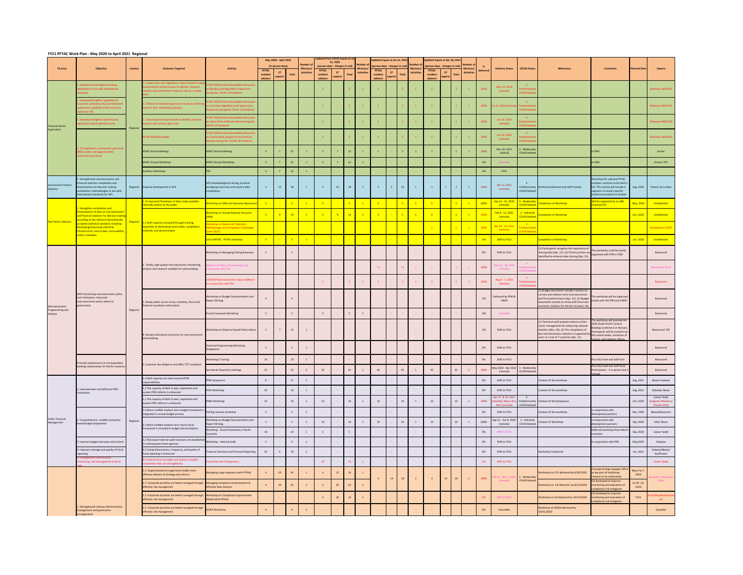## FY21 PFTAC Work Plan - May 2020 to April 2021 Regional

| TA Area | Objective | Country | Outcome Targeted | Activity | May 2020 - April 2021 (in person-days) | | | Number of Missions/ Activities | Updated Post COVID Inputs at Jul 31, 2020 (person-days - changes in red) | | | Number of Missions/ Activities | Updated inputs at Jan 31, 2021 (person-days - changes in red) | | | Number of Missions/ Activities | Updated Inputs at Apr 30, 2021 (person-days - changes in red) | | | Number of Missions/ Activities | % delivered | Delivery Status | COVID Status | Milestones | Comments | Planned Date | Experts |
|---|---|---|---|---|---|---|---|---|---|---|---|---|---|---|---|---|---|---|---|---|---|---|---|---|---|---|---|
| | | | | | PFTAC resident advisors | ST experts | Total | | PFTAC resident advisors | ST experts | Total | | PFTAC resident advisors | ST experts | Total | | PFTAC resident advisors | ST experts | Total | | | | | | | | |
| Financial Sector Supervision | 1. Develop and strengthen banking regulations in line with international standards | Regional | 1.1 Supervisors and regulations require banks to apply sound policies and processes to identify, measure, monitor and control their financial risks on a timely basis | PFTAC-MCM Online Roundtable Discussion on Banking and Regulation Supervision during the COVID-19 Pandemic | | | | | 2 | - | 2 | 1 | 2 | - | 2 | 1 | 2 | - | 2 | 1 | 100% | May 13, 2020 (remote) | 4 - Predominantly COVID Related | | | | Stefanou/ MCM HQ |
| | 1. Develop/strengthen regulation of insurance companies (IC) and risk based supervision capability of the insurance supervisor (IS) | | 1.1 Effective risk based supervision in place and being used for their intended purpose(s) | PFTAC-MCM Online Roundtable Discussion on Insurance Regulatory and Supervisory Responses During the COVID-19 Pandemic | - | - | - | - | 2 | - | 2 | 1 | 2 | - | 2 | 1 | 2 | - | 2 | 1 | 100% | Jul 15, 2020 (remote) | 4 - Predominantly COVID Related | | | | Stefanou/ MCM HQ |
| | 1. Develop/strengthen cybersecurity regulations and prudential norms | | 1.1 Sound policies & processes to identify, measure, monitor and control cyber risk | PFTAC-MCM Online Roundtable Discussion on Cyber Risks of Remote Work during the COVID-19 Pandemic | | | | | 2 | - | 2 | 1 | 2 | - | 2 | 1 | 2 | - | 2 | 1 | 100% | Jun 10, 2020 (remote) | 4 - Predominantly COVID Related | | | | Stefanou/ MCM HQ |
| | 2. To implement a risk-based supervision (RBS) system and upgrade other supervisory processes | | PFTAC MCM Rountable | PFTAC-MCM Online Roundtable Discussion on Central Bank Support to the Financial Markets during the COVID-19 Pandemic | | | | | 2 | - | 2 | 1 | 2 | - | 2 | 1 | 2 | - | 2 | 1 | 100% | Jun 24, 2020 (remote) | 4 - Predominantly COVID Related | | | | Stefanou/ MCM HQ |
| | | | AFSPC Annual Meeting | AFSPC Annual Meeting | 5 | 7 | 12 | 1 | 5 | 7 | 12 | 1 | 1 | - | 1 | 1 | 1 | - | 1 | 1 | 100% | Mar 30, 2021 (hybrid) | 3 - Moderately COVID Related | | In PNG | | Kumar |
| | | | AFSPC Annual Workshop | AFSPC Annual Workshop | 5 | 7 | 12 | 1 | 5 | 7 | 12 | 1 | - | - | - | - | - | - | - | - | 0% | Cancelled | | | In PNG | | Kumar/ STX |
| | | | Southern Workshop | TBC | 5 | 7 | 12 | 1 | - | - | - | - | - | - | - | - | - | - | - | - | 0% | FY22 | | | | | |
| Government Finance Statistics | 1. Strengthened macroeconomic and financial statistics compilation and dissemination for decision making: compilation methodologies in line with international standards for GFS | Regional | Capacity Development in GFS. | GFS methodological training, practical workgroup exercises and country data compilation. | 5 | 13 | 18 | 1 | 5 | 13 | 18 | 1 | 5 | 5 | 10 | 1 | 1 | 1 | 2 | 1 | 100% | Apr 22, 2021 (remote) | 4 - Predominantly COVID Related | Workshop delivered and staff trained. | Workshop for selected PFTAC member countries to be held in Fiji. This activity will include a segment of country specific technical assistance to Kiribati. | Aug, 2020 | Temes/ De La Beer |
| Real Sector Statistics | 1. Strengthen compilation and dissemination of data on macroeconomic and financial statistics for decision making according to the relevant internationally accepted statistical standard, including developing/improving statistical infrastructure, source data, serviceability and/or metadata. | Regional | 1.15 Improved Timeliness of data made available internally and/or to the public | Workshop on QNA and Seasonal Adjustment | 5 | - | 5 | 1 | 5 | - | 5 | 1 | 5 | - | 5 | 1 | 5 | - | 5 | 1 | 100% | Sep 14 - 25, 2020 (remote) | 3 - Moderately COVID Related | Completion of Workshop | Will be supported by an ABS financed STX | May, 2020 | Scheiblecker |
| | | | 1.3 Staff capacity increased through training, especially on developing source data, compilation methods, and dissemination | Workshop on Annual National Accounts (ANA) | 5 | 9 | 14 | 1 | 5 | 9 | 14 | 1 | 5 | - | 5 | 1 | 5 | - | 5 | 1 | 100% | Feb 8 - 12, 2021 (remote) | 2 - Indirectly COVID Related | Completion of Workshop | | Oct, 2020 | Scheiblecker |
| | | | | Workshop on Balance of Payments: Methodology and Compilation Challenges (with CDOT) | | | | | | | | | | | | | 5 | - | 5 | 1 | 100% | Apr 19 - 23, 2021 (remote) | 4 - Predominantly COVID Related | | | | Scheiblecker/ CDOT |
| | | | | Joint CARTAC - PFTAC workshop | 5 | - | 5 | 1 | - | - | - | - | - | - | - | - | - | - | - | - | 0% | Shift to FY22 | | Completion of Workshop | | Jan, 2020 | Scheiblecker |
| Macroeconomic Programming and Analysis | Well functioning macroeconomic policy and institutions: improved macroeconomic policy advice to government | Regional | 1. Timely, high quality macroeconomic monitoring, analysis and research available for policymaking. | Workshop on Managing Fishing Revenues | 5 | - | 5 | | - | - | - | - | - | - | - | - | - | - | - | - | 0% | Shift to FY22 | | (1) Participants recognize the importance of sharing data (Apr. 21). (2) Priority actions are identified to enhance data sharing (Apr. 21). | The workshop could be jointly organized with PFM in FSM | | Beaumont |
| | | | | Webinar on Macro-Fiscal Analysis (in conjunction with STI) | | | | | | | | | 10 | - | 10 | 1 | 3 | - | 3 | 1 | 100% | Mar 16 - 18, 2021 (remote) | 4 - Predominantly COVID Related | | | | Beaumont/ Gavil |
| | | | | COVID19/Macroeconomic Impact Webinar (in conjunction with STI) | | | | | 2 | - | 2 | 1 | 2 | - | 2 | 1 | 2 | - | 2 | 1 | 100% | Aug 6 - 7, 2020 (remote) | 4 - Predominantly COVID Related | | | | Beaumont |
| | | | 2. Ready public access to key monetary, fiscal and financial soundness information. | Workshop on Budget Documentation and Report Writing | 5 | - | 5 | | - | - | - | - | - | - | - | - | - | - | - | - | 0% | Delivered by PFM & UNDP | | (1) Budget documents include a section on current and medium-term macroeconomic and fiscal performance (Apr. 22). (2) Budget documents include an annex with fiscal and economic statistics for the last 10 years, the | The workshop will be organized jointly with the PFM and UNDP. | | Beaumont |
| | | | | Fiscal Framework Workshop | 5 | - | 5 | | 5 | - | 5 | 1 | - | - | - | - | - | - | - | - | 0% | Cancelled | | | | | Beaumont |
| | | | 4. Strong institutional structures for macroeconomic policymaking. | Workshop on Empirical based Policy Advice | 5 | 7 | 12 | 1 | - | - | - | - | - | - | - | - | - | - | - | - | 0% | Shift to FY22 | | (1) Technical staff propose actions to their senior management for enhancing national statistics (Nov. 20). (2) The compilation of key macroeconomic statistics is supported by users in 3 out of 7 countries (Apr. 21). | The workshop will precede the 2020 South Pacific Central Banking Conference in Honiara. Participants will be invited from the central banks, ministries of finance and statistics offices. | | Beaumont/ STX |
| | | | | Financial Programming Workshop (Singapore) | 5 | - | 5 | 1 | - | - | - | - | - | - | - | - | - | - | - | - | 0% | Shift to FY22 | | | | | Beaumont |
| | Promote maintenance of correspondent banking relationships for Pacific countries | | 5. Customer due diligence and AML/ CFT compliant | Workshop/ Training | 10 | - | 10 | 1 | - | - | - | - | - | - | - | - | - | - | - | - | 0% | Shift to FY22 | | | Plus HQ travel and staff time | | Beaumont |
| | | | | Secretariat Quarterly meetings | 12 | - | 12 | 2 | 35 | - | 35 | 1 | 45 | - | 45 | 1 | 45 | - | 45 | 1 | 100% | May 2020 - Apr 2021 (remote) | 3 - Moderately COVID Related | | Plus HQ travel and staff time/ Participation - 2 in person and 2 remote | | Beaumont |
| Public Financial Management | 1. Improved laws and effective PFM institutions | Regional | 1.2 MoF capacity can meet enacted PFM responsibilities | PFM Symposium | 8 | - | 8 | 1 | - | - | - | - | - | - | - | - | - | - | - | - | 0% | Shift to FY22 | | Conduct of the workshop | | Aug, 2021 | Neves/ Kubasta |
| | | | 1.2 The capacity of MoF to plan, implement and sustain PFM reforms is enhanced | PEFA Workshop | 10 | - | 10 | 1 | - | - | - | - | - | - | - | - | - | - | - | - | 0% | Shift to FY22 | | Conduct of the workshop | | Aug, 2021 | Kubasta/ Neves |
| | | | 1.2 The capacity of MoF to plan, implement and sustain PFM reforms is enhanced | PIMA Workshop | 10 | - | 10 | 1 | 10 | - | 10 | 1 | 10 | - | 10 | 1 | 10 | - | 10 | 1 | 100% | Apr 27 & 29, 2021 (remote)/ May 4 & 6, 2021 (remote) | 4 - Predominantly COVID Related | Conduct of the Symposium | | Oct, 2020 | Lavea/ Seeds Gonguet/ Monteiro/ Preston (HQ) |
| | 2. Comprehensive, credible and policy based budget preparation | | 2.3 More credible medium-term budget framework is integrated in annual budget process | Fishing revenue workshop | 5 | - | 5 | 1 | - | - | - | - | - | - | - | - | - | - | - | - | 0% | Shift to FY22 | | Conduct of the workshop | In conjunction with development partners | Nov, 2020 | Neves/Beaumont |
| | | | 2.2 More credible medium term macro fiscal framework is included in budget documentation | Workshop on Budget Documentation and Report Writing | 5 | - | 5 | 1 | 10 | - | 10 | 1 | 10 | - | 10 | 1 | 10 | - | 10 | 1 | 100% | Sep 22 - Oct 9, 2020 (remote) | 2 - Indirectly COVID Related | Conduct of Workshop | In conjunction with development partners | Sep, 2020 | Iulai/ Neves |
| | | | | Workshop - Fiscal Framework in Pacific Countries | 10 | - | 10 | 1 | 5 | - | 5 | 1 | - | - | - | - | - | - | - | - | 0% | Shift to FY22 | | | Deferred workshop from March uncertain | Sep, 2020 | Lavea/ Seeds |
| | 3. Improve budget execution and control. | | 3.2 Risk based internal audit functions are established in central government agencies | Workshop - Internal Audit | 5 | - | 5 | 1 | - | - | - | - | - | - | - | - | - | - | - | - | 0% | Shift to FY22 | | | In conjunction with PIFS | May,2020 | Kubasta |
| | 4. Improve coverage and quality of fiscal reporting | | 4.2 Comprehensiveness, frequency, and quality of fiscal reporting is enhanced | Treasury Functions and Financial Reporting | 10 | 9 | 19 | 1 | - | - | - | - | - | - | - | - | - | - | - | - | 0% | Shift to FY22 | | Workshop Conducted | | Jan, 2021 | Kubasta/Neves/ Kauffmann |
| | 6. Strengthened identification, monitoring, and management of fiscal risks | | 6.2 Central fiscal oversight and analysis of public corporation risks are strengthened | Fiscal Risk and Transparency | | | | | 10 | - | 10 | 1 | - | - | - | - | - | - | - | - | 0% | Shift to FY22 | | | | | Lavea/ Seeds |
| | 1. Strengthened revenue administration management and governance arrangements | | 1.2 Organizational arrangements enable more effective delivery of strategy and reforms | Managing Large taxpayers (with PITAA) | 4 | 20 | 24 | 1 | 4 | 12 | 16 | 1 | 4 | 14 | 18 | 1 | 4 | 14 | 18 | 1 | 100% | Feb 24 - Mar 4, 2021 (remote) | 3 - Moderately COVID Related | Workshop on LTO delivered by 6/30/2020 | Concept of large taxpayer office as key part of mobilizing revenue to be understood | May 4 to 7, 2020 | Eysselein/ Shrosbree/ Scott |
| | | | 1.5 Corporate priorities are better managed through effective risk management | Managing Compliance-Improvement & Effective Data Analysis | 4 | 20 | 24 | 1 | 4 | 20 | 24 | 1 | | | | | | | | | | | | Workshop on CIS delivered by 8/31/2020 | CIS developed to improve monitoring and evaluation of compliance risk mitigation | Jul 20 -23, 2020 | |
| | | | 1.5 Corporate priorities are better managed through effective risk management | Workshop on Compliance Improvement Model (with PITAA) | - | - | - | - | 4 | 10 | 14 | 1 | - | - | - | - | - | - | - | - | 0% | Shift to FY22 | | Workshop on CIS delivered by 10/31/2020 | CIS developed to improve monitoring and evaluation of compliance risk mitigation | FY22 | Scott/Shrosbree/Eysselein |
| | | | 1.5 Corporate priorities are better managed through effective risk management | ISORA Workshop | 4 | - | 4 | 1 | - | - | - | - | - | - | - | - | - | - | - | - | 0% | Cancelled | | Workshop on ISORA delivered by 10/31/2020 | | | Eysselein |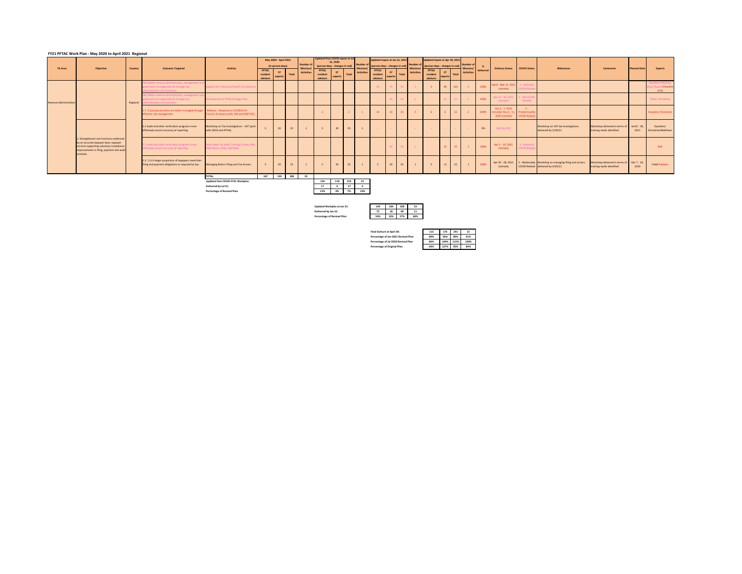**FY21 PFTAC Work Plan - May 2020 to April 2021 Regional**

| TA Area | Objective | Country | Outcome Targeted | Activity | May 2020 - April 2021 (in person-days) | | | Number of Missions/ Activities | Updated Post COVID Inputs at Jul 31, 2020 (person-days - changes in red) | | | Number of Missions/ Activities | Updated Inputs at Jan 31, 2021 (person-days - changes in red) | | | Number of Missions/ Activities | Updated Inputs at Apr 30, 2021 (person-days - changes in red) | | | Number of Missions/ Activities | % delivered | Delivery Status | COVID Status | Milestones | Comments | Planned Date | Experts |
|---|---|---|---|---|---|---|---|---|---|---|---|---|---|---|---|---|---|---|---|---|---|---|---|---|---|---|---|
| | | | | | PFTAC resident advisors | ST experts | Total | | PFTAC resident advisors | ST experts | Total | | PFTAC resident advisors | ST experts | Total | | PFTAC resident advisors | ST experts | Total | | | | | | | | |
| Revenue Administration | | Regional | 1&2 Better revenue administration, management and governance arrangements & stronger tax administration core functions. | Update 2017 Review of Pacific Tax Reforms | | | | | | | | | 20 | 75 | 95 | 1 | 5 | 98 | 103 | 1 | 100% | Feb 8 - Mar 31, 2021 (remote) | 2 - Indirectly COVID Related | | | | Eysselein/ Mullins/ Story/ Ryan/ Prihardini (HQ) |
| | | | 1&2 Better revenue administration, management and governance arrangements & stronger tax administration core functions. | Development of PITAA Strategic Plan | | | | | | | | | - | 24 | 24 | 1 | - | 24 | 24 | 1 | 100% | Apr 12 - 30, 2021 (remote) | 1 - Not COVID Related | | | | Fisher/ Shrosbree |
| | | | 1.5 Corporate priorities are better managed through effective risk management | Webinar - Response to COVID19 for Tourism Economy (with FAD and SARTTAC) | | | | | 2 | - | 2 | 1 | 14 | 10 | 24 | 4 | 6 | 6 | 12 | 2 | 100% | Oct 6 - 7, 2020 (remote)/ Dec 6 - 11, 2020 (remote) | 4 - Predominantly COVID Related | | | | Eysselein/ Shrosbree |
| | 2. Strengthened core functions evidenced by an accurate taxpayer base, taxpayer services supporting voluntary compliance, improvements in filing, payment and audit activities | | 2.5 Audit and other verification programs more effectively ensure accuracy of reporting | Workshop on Tax Investigations - VAT (joint with OECD and PITAA) | 5 | 20 | 25 | 1 | 5 | 20 | 25 | 1 | - | - | - | - | - | - | - | - | 0% | Shift to FY22 | | Workshop on VAT tax Investigations delivered by 2/28/21 | Workshop delivered in terms of training needs identified | Jan25 - 28, 2021 | Eysselein/ Shrosbree/Matthews |
| | | | 2.5 Audit and other verification programs more effectively ensure accuracy of reporting | Small State Tax Audit Training (Tuvalu, RMI, FSM, Nauru, Palau and Niue) | | | | | | | | | - | 16 | 16 | 2 | - | 15 | 15 | 1 | 100% | Apr 5 - 19, 2021 (remote) | 2 - Indirectly COVID Related | | | | Bell |
| | | | 2.3 , 2.4 A larger proportion of taxpayers meet their filing and payment obligations as required by law | Managing Return Filing and Tax Arrears | 5 | 20 | 25 | 1 | 5 | 20 | 25 | 1 | 5 | 20 | 25 | 1 | 5 | 18 | 23 | 1 | 100% | Apr 20 - 28, 2021 (remote) | 3 - Moderately COVID Related | Workshop on managing filing and arrears delivered by 4/30/21 | Workshop delivered in terms of training needs identified | Dec 7 - 10, 2020 | Field/ Raelene |
| | | | | TOTAL | 167 | 139 | 306 | 25 | | | | | | | | | | | | | | | | | | | |

| | | | | |
|---|---|---|---|---|
| Updated Post COVID-FY21 Workplan: | 134 | 118 | 252 | 21 |
| Delivered by Jul 31: | 17 | 0 | 17 | 4 |
| Percentage of Revised Plan: | 13% | 0% | 7% | 19% |

| | | | | |
|---|---|---|---|---|
| Updated Workplan at Jan 31: | 144 | 184 | 328 | 23 |
| Delivered by Jan 31: | 72 | 18 | 90 | 11 |
| Percentage of Revised Plan: | 50% | 10% | 27% | 48% |

| | | | | |
|---|---|---|---|---|
| Final Outturn at April 30: | 115 | 176 | 291 | 21 |
| Percentage of Jan 2021 Revised Plan: | 80% | 96% | 89% | 91% |
| Percentage of Jul 2020 Revised Plan: | 86% | 149% | 115% | 100% |
| Percentage of Original Plan: | 69% | 127% | 95% | 84% |